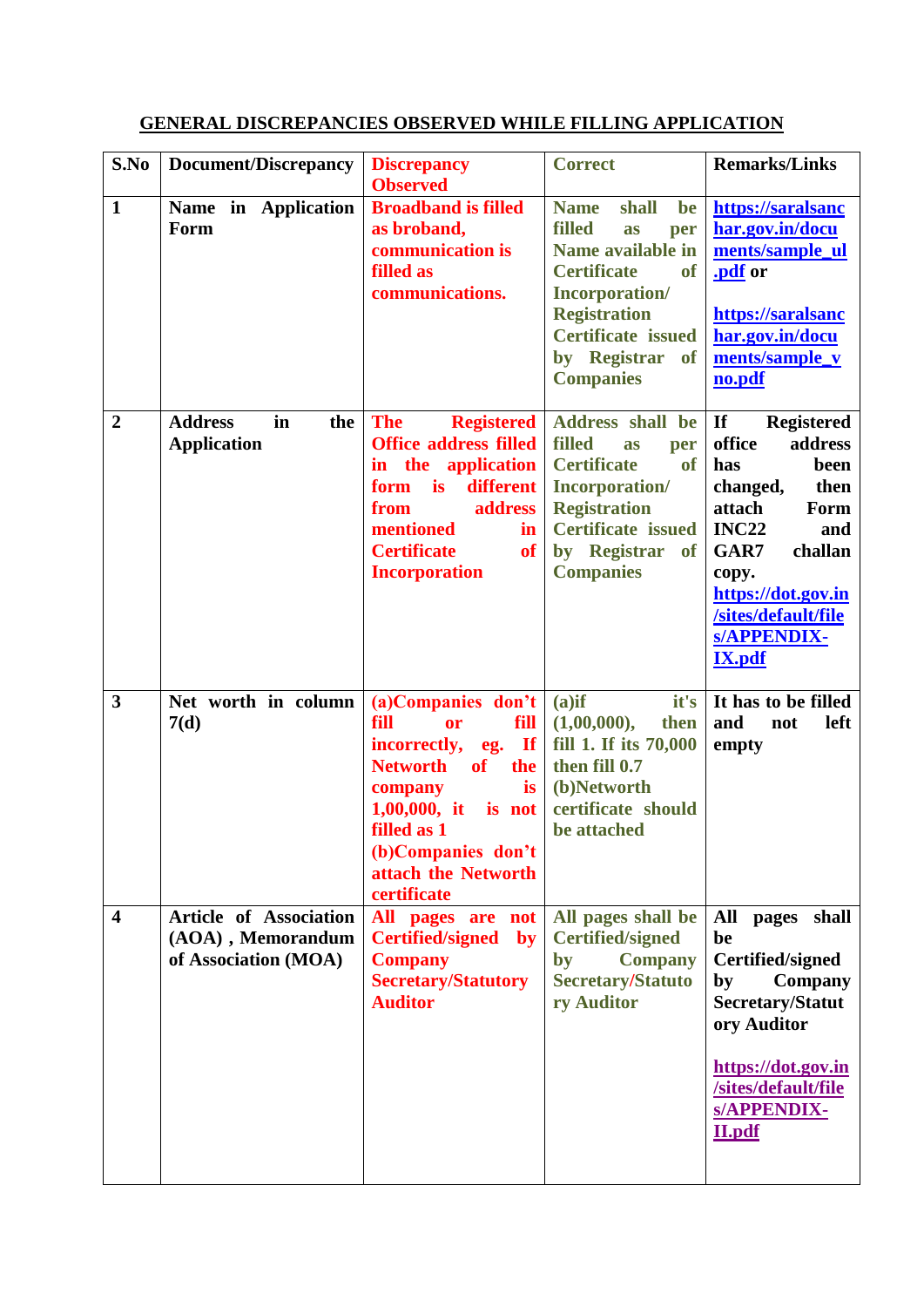## GENERAL DISCREPANCIES OBSERVED WHILE FILLING APPLICATION

| S.No | Document/Discrepancy | Discrepancy Observed | Correct | Remarks/Links |
|---|---|---|---|---|
| 1 | Name in Application Form | Broadband is filled as broband, communication is filled as communications. | Name shall be filled as per Name available in Certificate of Incorporation/ Registration Certificate issued by Registrar of Companies | https://saralsanchar.gov.in/documents/sample_ul.pdf or https://saralsanchar.gov.in/documents/sample_vno.pdf |
| 2 | Address in the Application | The Registered Office address filled in the application form is different from address mentioned in Certificate of Incorporation | Address shall be filled as per Certificate of Incorporation/ Registration Certificate issued by Registrar of Companies | If Registered office address has been changed, then attach Form INC22 and GAR7 challan copy. https://dot.gov.in/sites/default/files/APPENDIX-IX.pdf |
| 3 | Net worth in column 7(d) | (a)Companies don't fill or fill incorrectly, eg. If Networth of the company is 1,00,000, it is not filled as 1 (b)Companies don't attach the Networth certificate | (a)if it's (1,00,000), then fill 1. If its 70,000 then fill 0.7 (b)Networth certificate should be attached | It has to be filled and not left empty |
| 4 | Article of Association (AOA) , Memorandum of Association (MOA) | All pages are not Certified/signed by Company Secretary/Statutory Auditor | All pages shall be Certified/signed by Company Secretary/Statutory Auditor | All pages shall be Certified/signed by Company Secretary/Statutory Auditor https://dot.gov.in/sites/default/files/APPENDIX-II.pdf |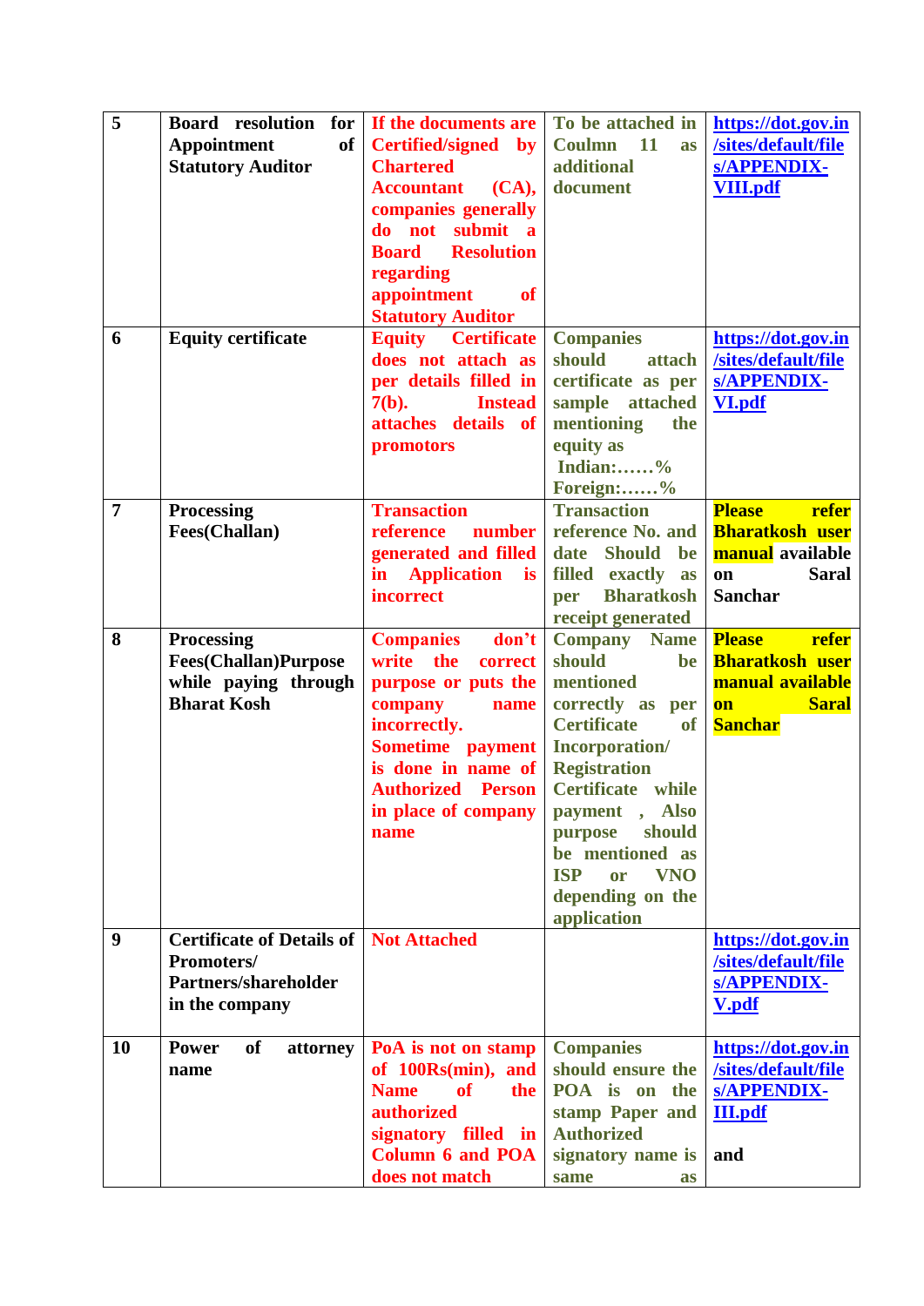| 5 | Board resolution for Appointment of Statutory Auditor | If the documents are Certified/signed by Chartered Accountant (CA), companies generally do not submit a Board Resolution regarding appointment of Statutory Auditor | To be attached in Coulmn 11 as additional document | https://dot.gov.in/sites/default/files/APPENDIX-VIII.pdf |
|---|---|---|---|---|
| 6 | Equity certificate | Equity Certificate does not attach as per details filled in 7(b). Instead attaches details of promotors | Companies should attach certificate as per sample attached mentioning the equity as Indian:……% Foreign:……% | https://dot.gov.in/sites/default/files/APPENDIX-VI.pdf |
| 7 | Processing Fees(Challan) | Transaction reference number generated and filled in Application is incorrect | Transaction reference No. and date Should be filled exactly as per Bharatkosh receipt generated | Please refer Bharatkosh user manual available on Saral Sanchar |
| 8 | Processing Fees(Challan)Purpose while paying through Bharat Kosh | Companies don't write the correct purpose or puts the company name incorrectly. Sometime payment is done in name of Authorized Person in place of company name | Company Name should be mentioned correctly as per Certificate of Incorporation/ Registration Certificate while payment , Also purpose should be mentioned as ISP or VNO depending on the application | Please refer Bharatkosh user manual available on Saral Sanchar |
| 9 | Certificate of Details of Promoters/ Partners/shareholder in the company | Not Attached | | https://dot.gov.in/sites/default/files/APPENDIX-V.pdf |
| 10 | Power of attorney name | PoA is not on stamp of 100Rs(min), and Name of the authorized signatory filled in Column 6 and POA does not match | Companies should ensure the POA is on the stamp Paper and Authorized signatory name is same as | https://dot.gov.in/sites/default/files/APPENDIX-III.pdf and |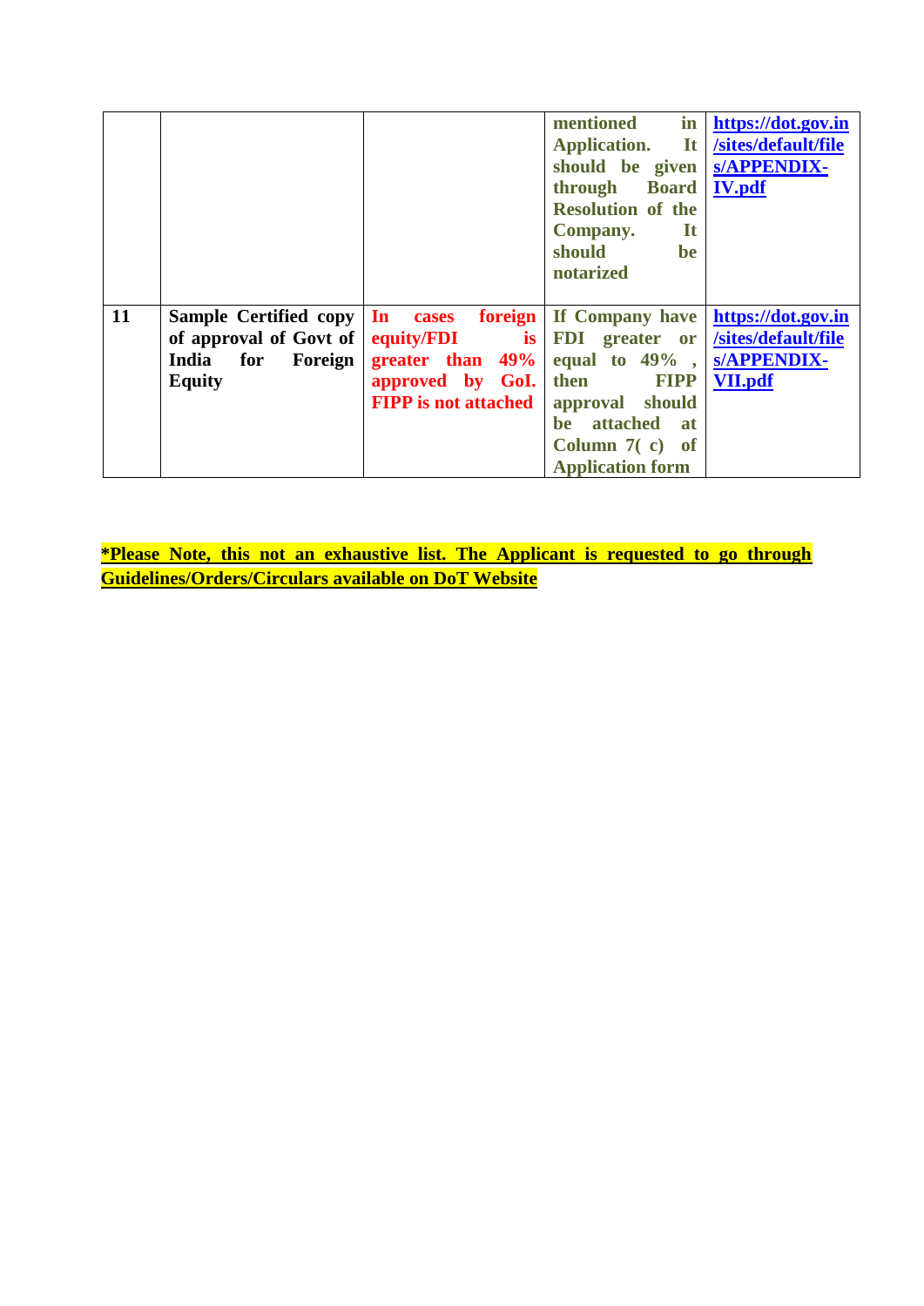| | | | | |
|---|---|---|---|---|
| | | | mentioned in Application. It should be given through Board Resolution of the Company. It should be notarized | https://dot.gov.in/sites/default/files/APPENDIX-IV.pdf |
| 11 | **Sample Certified copy of approval of Govt of India for Foreign Equity** | In cases foreign equity/FDI is greater than 49% approved by GoI. FIPP is not attached | If Company have FDI greater or equal to 49% , then FIPP approval should be attached at Column 7( c) of Application form | https://dot.gov.in/sites/default/files/APPENDIX-VII.pdf |

**\*Please Note, this not an exhaustive list. The Applicant is requested to go through Guidelines/Orders/Circulars available on DoT Website**